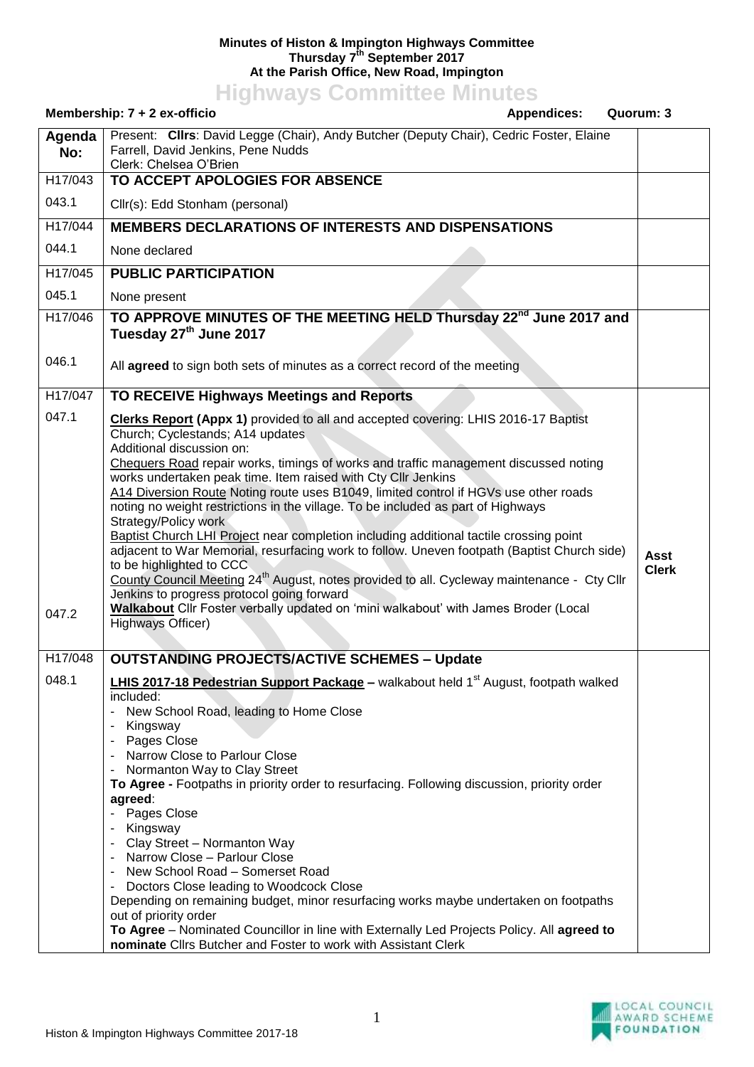**Minutes of Histon & Impington Highways Committee**
**Thursday 7th September 2017**
**At the Parish Office, New Road, Impington**

# Highways Committee Minutes

**Membership: 7 + 2 ex-officio** **Appendices:** **Quorum: 3**

| Agenda No: | Present: **Cllrs**: David Legge (Chair), Andy Butcher (Deputy Chair), Cedric Foster, Elaine Farrell, David Jenkins, Pene Nudds<br>Clerk: Chelsea O'Brien | |
|---|---|---|
| H17/043 | **TO ACCEPT APOLOGIES FOR ABSENCE** | |
| 043.1 | Cllr(s): Edd Stonham (personal) | |
| H17/044 | **MEMBERS DECLARATIONS OF INTERESTS AND DISPENSATIONS** | |
| 044.1 | None declared | |
| H17/045 | **PUBLIC PARTICIPATION** | |
| 045.1 | None present | |
| H17/046 | **TO APPROVE MINUTES OF THE MEETING HELD Thursday 22nd June 2017 and Tuesday 27th June 2017** | |
| 046.1 | All **agreed** to sign both sets of minutes as a correct record of the meeting | |
| H17/047 | **TO RECEIVE Highways Meetings and Reports** | |
| 047.1<br><br><br><br><br><br><br><br><br><br><br><br><br>047.2 | **Clerks Report (Appx 1)** provided to all and accepted covering: LHIS 2016-17 Baptist Church; Cyclestands; A14 updates<br>Additional discussion on:<br>Chequers Road repair works, timings of works and traffic management discussed noting works undertaken peak time. Item raised with Cty Cllr Jenkins<br>A14 Diversion Route Noting route uses B1049, limited control if HGVs use other roads noting no weight restrictions in the village. To be included as part of Highways Strategy/Policy work<br>Baptist Church LHI Project near completion including additional tactile crossing point adjacent to War Memorial, resurfacing work to follow. Uneven footpath (Baptist Church side) to be highlighted to CCC<br>County Council Meeting 24th August, notes provided to all. Cycleway maintenance - Cty Cllr Jenkins to progress protocol going forward<br>**Walkabout** Cllr Foster verbally updated on 'mini walkabout' with James Broder (Local Highways Officer) | **Asst Clerk** |
| H17/048 | **OUTSTANDING PROJECTS/ACTIVE SCHEMES – Update** | |
| 048.1 | **LHIS 2017-18 Pedestrian Support Package –** walkabout held 1st August, footpath walked included:<br>- New School Road, leading to Home Close<br>- Kingsway<br>- Pages Close<br>- Narrow Close to Parlour Close<br>- Normanton Way to Clay Street<br>**To Agree -** Footpaths in priority order to resurfacing. Following discussion, priority order **agreed**:<br>- Pages Close<br>- Kingsway<br>- Clay Street – Normanton Way<br>- Narrow Close – Parlour Close<br>- New School Road – Somerset Road<br>- Doctors Close leading to Woodcock Close<br>Depending on remaining budget, minor resurfacing works maybe undertaken on footpaths out of priority order<br>**To Agree** – Nominated Councillor in line with Externally Led Projects Policy. All **agreed to nominate** Cllrs Butcher and Foster to work with Assistant Clerk | |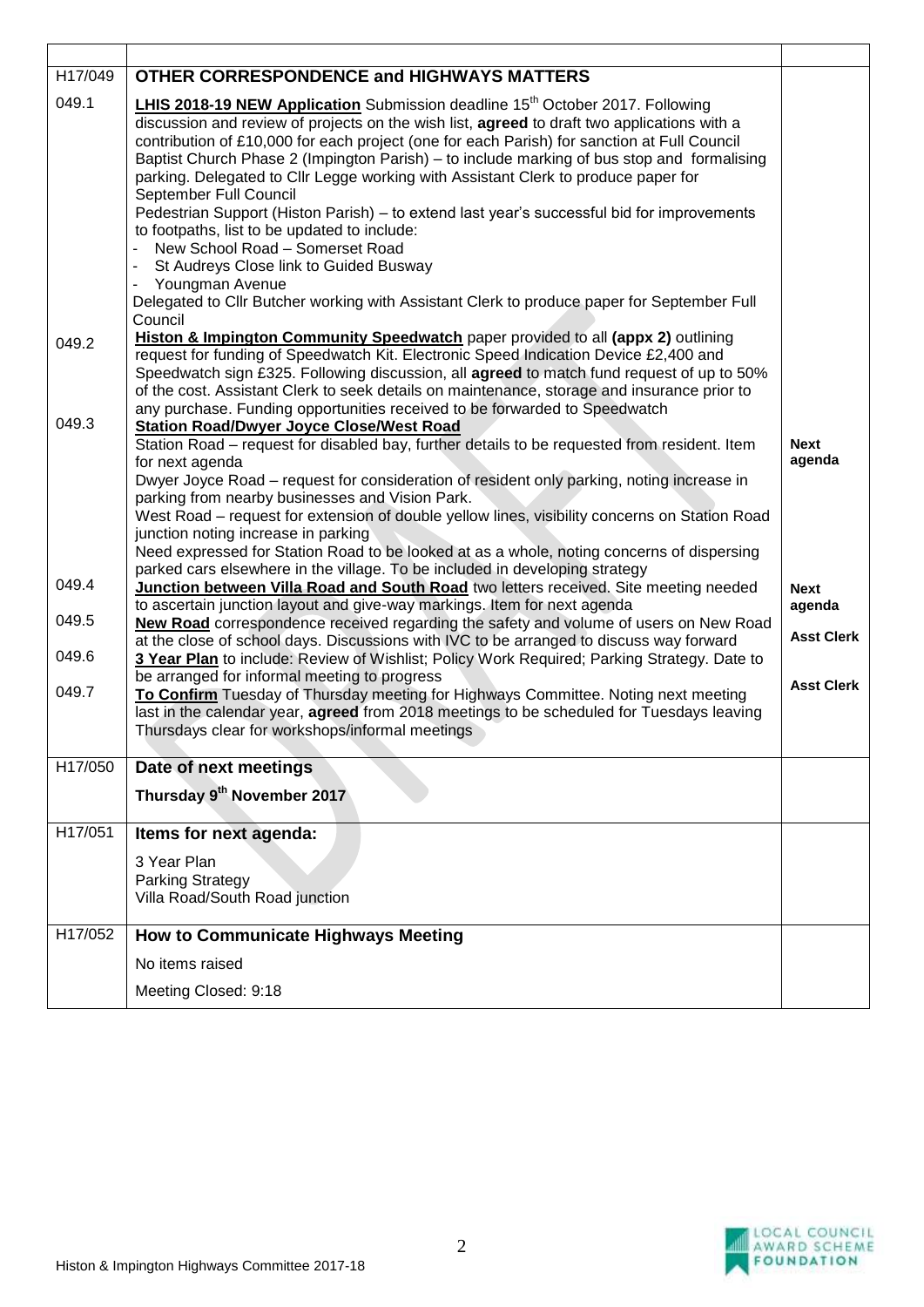| | | |
|---|---|---|
| H17/049 | **OTHER CORRESPONDENCE and HIGHWAYS MATTERS** | |
| 049.1 | **LHIS 2018-19 NEW Application** Submission deadline 15th October 2017. Following discussion and review of projects on the wish list, **agreed** to draft two applications with a contribution of £10,000 for each project (one for each Parish) for sanction at Full Council Baptist Church Phase 2 (Impington Parish) – to include marking of bus stop and formalising parking. Delegated to Cllr Legge working with Assistant Clerk to produce paper for September Full Council<br>Pedestrian Support (Histon Parish) – to extend last year's successful bid for improvements to footpaths, list to be updated to include:<br>- New School Road – Somerset Road<br>- St Audreys Close link to Guided Busway<br>- Youngman Avenue<br>Delegated to Cllr Butcher working with Assistant Clerk to produce paper for September Full Council | |
| 049.2 | **Histon & Impington Community Speedwatch** paper provided to all **(appx 2)** outlining request for funding of Speedwatch Kit. Electronic Speed Indication Device £2,400 and Speedwatch sign £325. Following discussion, all **agreed** to match fund request of up to 50% of the cost. Assistant Clerk to seek details on maintenance, storage and insurance prior to any purchase. Funding opportunities received to be forwarded to Speedwatch | |
| 049.3 | **Station Road/Dwyer Joyce Close/West Road**<br>Station Road – request for disabled bay, further details to be requested from resident. Item for next agenda<br>Dwyer Joyce Road – request for consideration of resident only parking, noting increase in parking from nearby businesses and Vision Park.<br>West Road – request for extension of double yellow lines, visibility concerns on Station Road junction noting increase in parking<br>Need expressed for Station Road to be looked at as a whole, noting concerns of dispersing parked cars elsewhere in the village. To be included in developing strategy | **Next agenda** |
| 049.4 | **Junction between Villa Road and South Road** two letters received. Site meeting needed to ascertain junction layout and give-way markings. Item for next agenda | **Next agenda** |
| 049.5 | **New Road** correspondence received regarding the safety and volume of users on New Road at the close of school days. Discussions with IVC to be arranged to discuss way forward | **Asst Clerk** |
| 049.6 | **3 Year Plan** to include: Review of Wishlist; Policy Work Required; Parking Strategy. Date to be arranged for informal meeting to progress | **Asst Clerk** |
| 049.7 | **To Confirm** Tuesday of Thursday meeting for Highways Committee. Noting next meeting last in the calendar year, **agreed** from 2018 meetings to be scheduled for Tuesdays leaving Thursdays clear for workshops/informal meetings | |
| H17/050 | **Date of next meetings**<br>**Thursday 9th November 2017** | |
| H17/051 | **Items for next agenda:**<br>3 Year Plan<br>Parking Strategy<br>Villa Road/South Road junction | |
| H17/052 | **How to Communicate Highways Meeting**<br>No items raised<br>Meeting Closed: 9:18 | |

Histon & Impington Highways Committee 2017-18